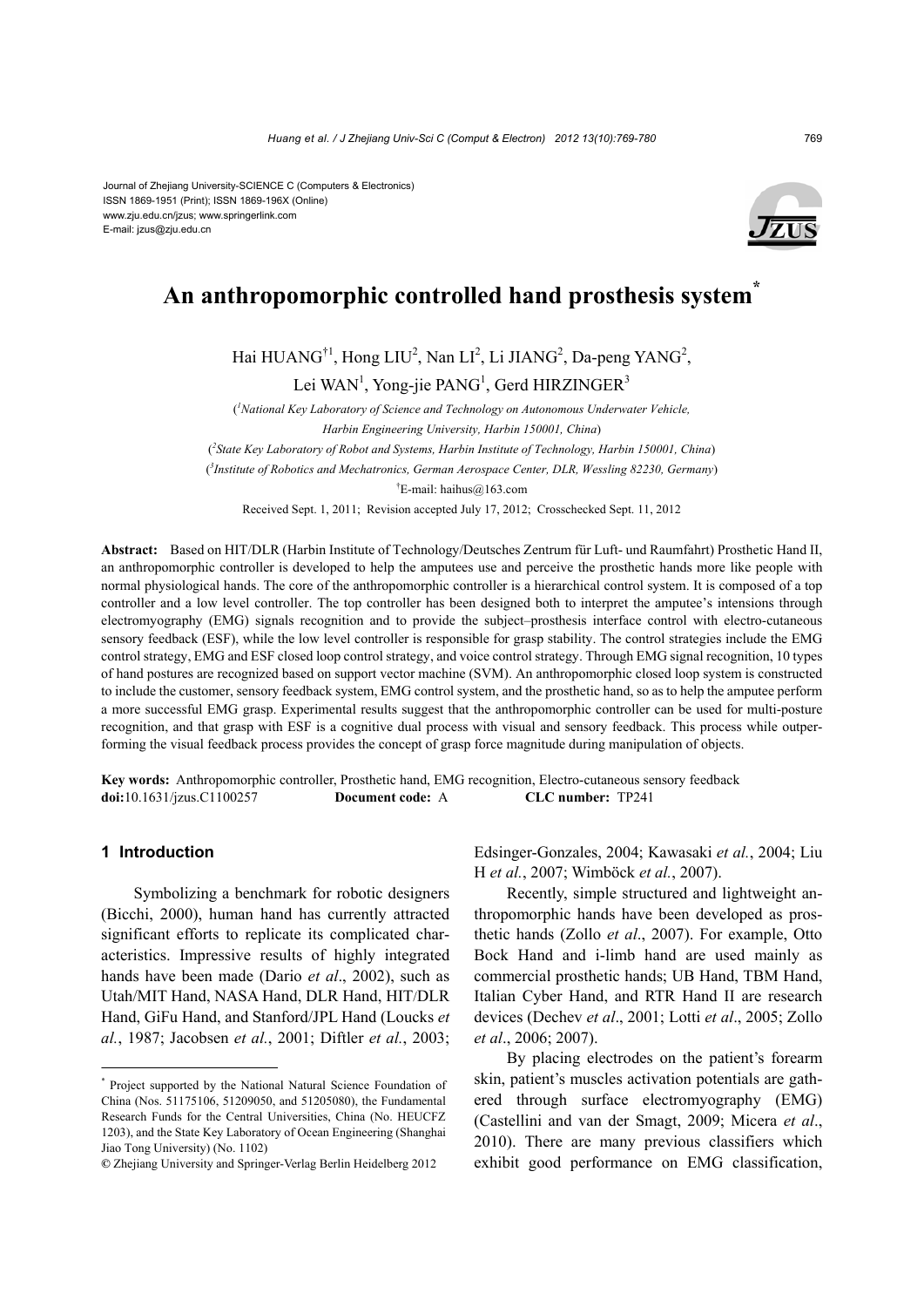Journal of Zhejiang University-SCIENCE C (Computers & Electronics)
ISSN 1869-1951 (Print); ISSN 1869-196X (Online)
www.zju.edu.cn/jzus; www.springerlink.com
E-mail: jzus@zju.edu.cn

# An anthropomorphic controlled hand prosthesis system*

Hai HUANG[†1], Hong LIU[2], Nan LI[2], Li JIANG[2], Da-peng YANG[2],
Lei WAN[1], Yong-jie PANG[1], Gerd HIRZINGER[3]

([1]*National Key Laboratory of Science and Technology on Autonomous Underwater Vehicle, Harbin Engineering University, Harbin 150001, China*)

([2]*State Key Laboratory of Robot and Systems, Harbin Institute of Technology, Harbin 150001, China*)

([3]*Institute of Robotics and Mechatronics, German Aerospace Center, DLR, Wessling 82230, Germany*)

[†]E-mail: haihus@163.com

Received Sept. 1, 2011; Revision accepted July 17, 2012; Crosschecked Sept. 11, 2012

**Abstract:** Based on HIT/DLR (Harbin Institute of Technology/Deutsches Zentrum für Luft- und Raumfahrt) Prosthetic Hand II, an anthropomorphic controller is developed to help the amputees use and perceive the prosthetic hands more like people with normal physiological hands. The core of the anthropomorphic controller is a hierarchical control system. It is composed of a top controller and a low level controller. The top controller has been designed both to interpret the amputee's intensions through electromyography (EMG) signals recognition and to provide the subject–prosthesis interface control with electro-cutaneous sensory feedback (ESF), while the low level controller is responsible for grasp stability. The control strategies include the EMG control strategy, EMG and ESF closed loop control strategy, and voice control strategy. Through EMG signal recognition, 10 types of hand postures are recognized based on support vector machine (SVM). An anthropomorphic closed loop system is constructed to include the customer, sensory feedback system, EMG control system, and the prosthetic hand, so as to help the amputee perform a more successful EMG grasp. Experimental results suggest that the anthropomorphic controller can be used for multi-posture recognition, and that grasp with ESF is a cognitive dual process with visual and sensory feedback. This process while outperforming the visual feedback process provides the concept of grasp force magnitude during manipulation of objects.

**Key words:** Anthropomorphic controller, Prosthetic hand, EMG recognition, Electro-cutaneous sensory feedback
**doi:**10.1631/jzus.C1100257 **Document code:** A **CLC number:** TP241

## 1 Introduction

Symbolizing a benchmark for robotic designers (Bicchi, 2000), human hand has currently attracted significant efforts to replicate its complicated characteristics. Impressive results of highly integrated hands have been made (Dario *et al*., 2002), such as Utah/MIT Hand, NASA Hand, DLR Hand, HIT/DLR Hand, GiFu Hand, and Stanford/JPL Hand (Loucks *et al.*, 1987; Jacobsen *et al.*, 2001; Diftler *et al.*, 2003; Edsinger-Gonzales, 2004; Kawasaki *et al.*, 2004; Liu H *et al.*, 2007; Wimböck *et al.*, 2007).

Recently, simple structured and lightweight anthropomorphic hands have been developed as prosthetic hands (Zollo *et al*., 2007). For example, Otto Bock Hand and i-limb hand are used mainly as commercial prosthetic hands; UB Hand, TBM Hand, Italian Cyber Hand, and RTR Hand II are research devices (Dechev *et al*., 2001; Lotti *et al*., 2005; Zollo *et al*., 2006; 2007).

By placing electrodes on the patient's forearm skin, patient's muscles activation potentials are gathered through surface electromyography (EMG) (Castellini and van der Smagt, 2009; Micera *et al*., 2010). There are many previous classifiers which exhibit good performance on EMG classification,

---

\* Project supported by the National Natural Science Foundation of China (Nos. 51175106, 51209050, and 51205080), the Fundamental Research Funds for the Central Universities, China (No. HEUCFZ 1203), and the State Key Laboratory of Ocean Engineering (Shanghai Jiao Tong University) (No. 1102)

© Zhejiang University and Springer-Verlag Berlin Heidelberg 2012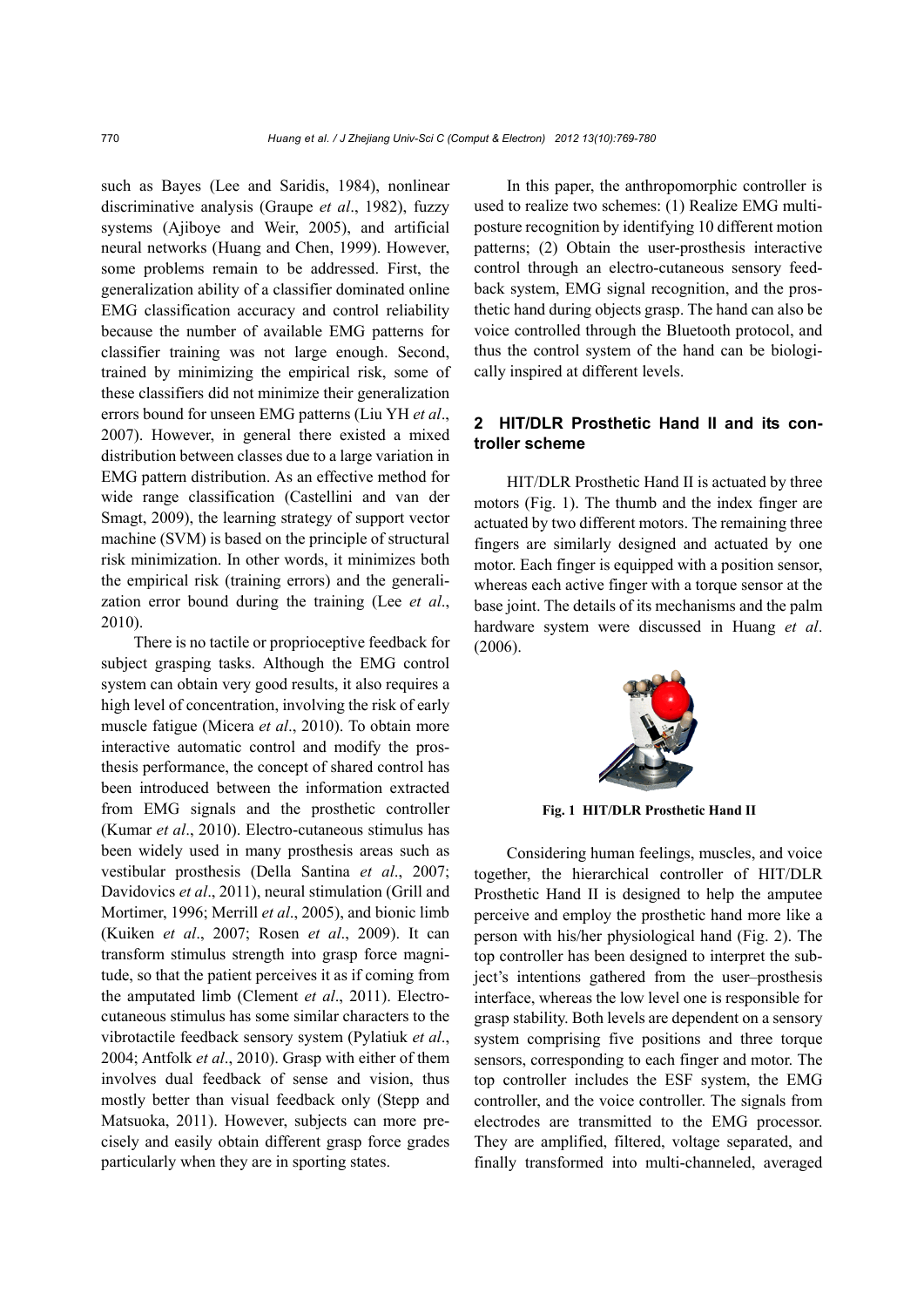such as Bayes (Lee and Saridis, 1984), nonlinear discriminative analysis (Graupe *et al*., 1982), fuzzy systems (Ajiboye and Weir, 2005), and artificial neural networks (Huang and Chen, 1999). However, some problems remain to be addressed. First, the generalization ability of a classifier dominated online EMG classification accuracy and control reliability because the number of available EMG patterns for classifier training was not large enough. Second, trained by minimizing the empirical risk, some of these classifiers did not minimize their generalization errors bound for unseen EMG patterns (Liu YH *et al*., 2007). However, in general there existed a mixed distribution between classes due to a large variation in EMG pattern distribution. As an effective method for wide range classification (Castellini and van der Smagt, 2009), the learning strategy of support vector machine (SVM) is based on the principle of structural risk minimization. In other words, it minimizes both the empirical risk (training errors) and the generalization error bound during the training (Lee *et al*., 2010).

There is no tactile or proprioceptive feedback for subject grasping tasks. Although the EMG control system can obtain very good results, it also requires a high level of concentration, involving the risk of early muscle fatigue (Micera *et al*., 2010). To obtain more interactive automatic control and modify the prosthesis performance, the concept of shared control has been introduced between the information extracted from EMG signals and the prosthetic controller (Kumar *et al*., 2010). Electro-cutaneous stimulus has been widely used in many prosthesis areas such as vestibular prosthesis (Della Santina *et al*., 2007; Davidovics *et al*., 2011), neural stimulation (Grill and Mortimer, 1996; Merrill *et al*., 2005), and bionic limb (Kuiken *et al*., 2007; Rosen *et al*., 2009). It can transform stimulus strength into grasp force magnitude, so that the patient perceives it as if coming from the amputated limb (Clement *et al*., 2011). Electro-cutaneous stimulus has some similar characters to the vibrotactile feedback sensory system (Pylatiuk *et al*., 2004; Antfolk *et al*., 2010). Grasp with either of them involves dual feedback of sense and vision, thus mostly better than visual feedback only (Stepp and Matsuoka, 2011). However, subjects can more precisely and easily obtain different grasp force grades particularly when they are in sporting states.

In this paper, the anthropomorphic controller is used to realize two schemes: (1) Realize EMG multi-posture recognition by identifying 10 different motion patterns; (2) Obtain the user-prosthesis interactive control through an electro-cutaneous sensory feedback system, EMG signal recognition, and the prosthetic hand during objects grasp. The hand can also be voice controlled through the Bluetooth protocol, and thus the control system of the hand can be biologically inspired at different levels.

## 2 HIT/DLR Prosthetic Hand II and its controller scheme

HIT/DLR Prosthetic Hand II is actuated by three motors (Fig. 1). The thumb and the index finger are actuated by two different motors. The remaining three fingers are similarly designed and actuated by one motor. Each finger is equipped with a position sensor, whereas each active finger with a torque sensor at the base joint. The details of its mechanisms and the palm hardware system were discussed in Huang *et al*. (2006).

**Fig. 1 HIT/DLR Prosthetic Hand II**

Considering human feelings, muscles, and voice together, the hierarchical controller of HIT/DLR Prosthetic Hand II is designed to help the amputee perceive and employ the prosthetic hand more like a person with his/her physiological hand (Fig. 2). The top controller has been designed to interpret the subject's intentions gathered from the user–prosthesis interface, whereas the low level one is responsible for grasp stability. Both levels are dependent on a sensory system comprising five positions and three torque sensors, corresponding to each finger and motor. The top controller includes the ESF system, the EMG controller, and the voice controller. The signals from electrodes are transmitted to the EMG processor. They are amplified, filtered, voltage separated, and finally transformed into multi-channeled, averaged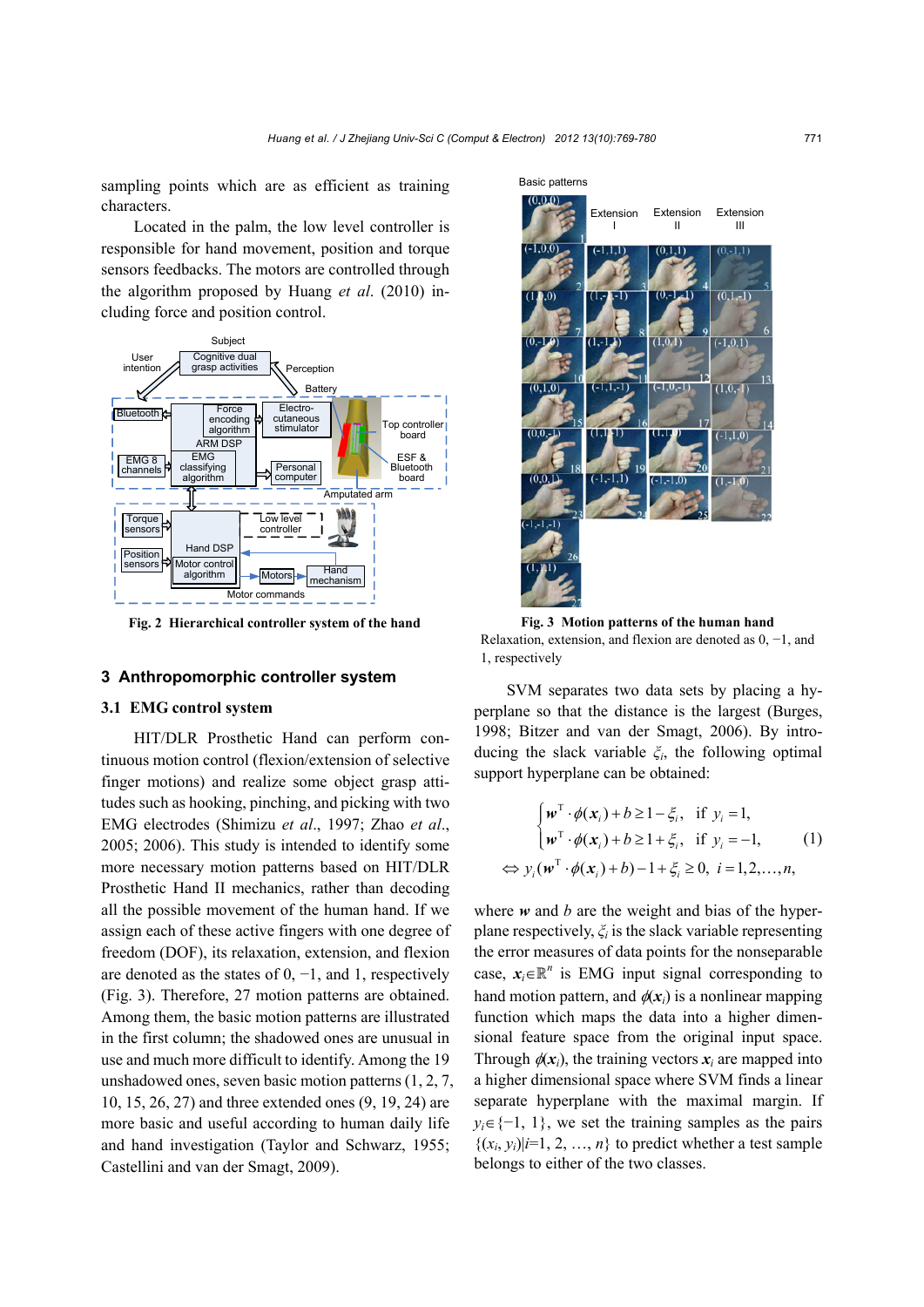sampling points which are as efficient as training characters.

Located in the palm, the low level controller is responsible for hand movement, position and torque sensors feedbacks. The motors are controlled through the algorithm proposed by Huang *et al*. (2010) including force and position control.

**Fig. 2 Hierarchical controller system of the hand**

**Fig. 3 Motion patterns of the human hand**

Relaxation, extension, and flexion are denoted as 0, −1, and 1, respectively

## 3 Anthropomorphic controller system

### 3.1 EMG control system

HIT/DLR Prosthetic Hand can perform continuous motion control (flexion/extension of selective finger motions) and realize some object grasp attitudes such as hooking, pinching, and picking with two EMG electrodes (Shimizu *et al*., 1997; Zhao *et al*., 2005; 2006). This study is intended to identify some more necessary motion patterns based on HIT/DLR Prosthetic Hand II mechanics, rather than decoding all the possible movement of the human hand. If we assign each of these active fingers with one degree of freedom (DOF), its relaxation, extension, and flexion are denoted as the states of 0, −1, and 1, respectively (Fig. 3). Therefore, 27 motion patterns are obtained. Among them, the basic motion patterns are illustrated in the first column; the shadowed ones are unusual in use and much more difficult to identify. Among the 19 unshadowed ones, seven basic motion patterns (1, 2, 7, 10, 15, 26, 27) and three extended ones (9, 19, 24) are more basic and useful according to human daily life and hand investigation (Taylor and Schwarz, 1955; Castellini and van der Smagt, 2009).

SVM separates two data sets by placing a hyperplane so that the distance is the largest (Burges, 1998; Bitzer and van der Smagt, 2006). By introducing the slack variable $\xi_i$, the following optimal support hyperplane can be obtained:

$$
\begin{cases}
\boldsymbol{w}^{\mathrm{T}} \cdot \phi(\boldsymbol{x}_i) + b \geq 1 - \xi_i, & \text{if } y_i = 1, \\
\boldsymbol{w}^{\mathrm{T}} \cdot \phi(\boldsymbol{x}_i) + b \geq 1 + \xi_i, & \text{if } y_i = -1,
\end{cases}
\quad (1)
$$
$$
\Leftrightarrow y_i(\boldsymbol{w}^{\mathrm{T}} \cdot \phi(\boldsymbol{x}_i) + b) - 1 + \xi_i \geq 0, \ i = 1, 2, \ldots, n,
$$

where $\boldsymbol{w}$ and $b$ are the weight and bias of the hyperplane respectively, $\xi_i$ is the slack variable representing the error measures of data points for the nonseparable case, $\boldsymbol{x}_i \in \mathbb{R}^n$ is EMG input signal corresponding to hand motion pattern, and $\phi(\boldsymbol{x}_i)$ is a nonlinear mapping function which maps the data into a higher dimensional feature space from the original input space. Through $\phi(\boldsymbol{x}_i)$, the training vectors $\boldsymbol{x}_i$ are mapped into a higher dimensional space where SVM finds a linear separate hyperplane with the maximal margin. If $y_i \in \{-1, 1\}$, we set the training samples as the pairs $\{(x_i, y_i) | i=1, 2, \ldots, n\}$ to predict whether a test sample belongs to either of the two classes.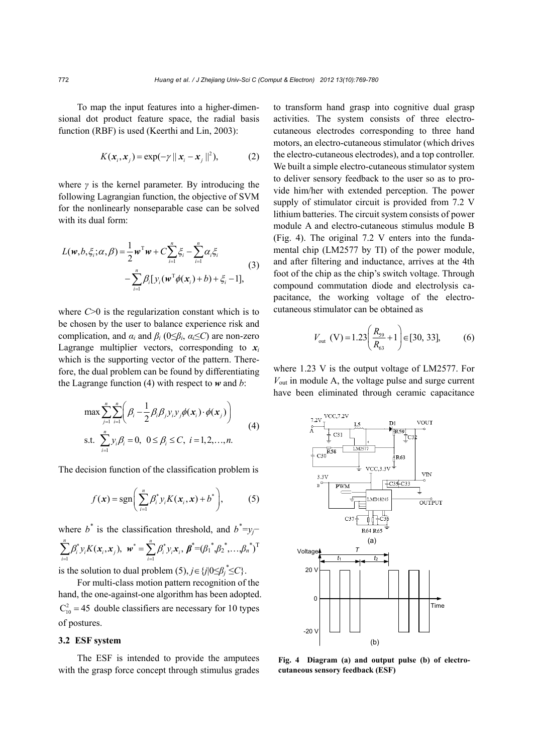To map the input features into a higher-dimensional dot product feature space, the radial basis function (RBF) is used (Keerthi and Lin, 2003):

$$K(\boldsymbol{x}_i, \boldsymbol{x}_j) = \exp(-\gamma \| \boldsymbol{x}_i - \boldsymbol{x}_j \|^2), \tag{2}$$

where $\gamma$ is the kernel parameter. By introducing the following Lagrangian function, the objective of SVM for the nonlinearly nonseparable case can be solved with its dual form:

$$\begin{aligned} L(\boldsymbol{w}, b, \xi_i; \alpha, \beta) = & \frac{1}{2}\boldsymbol{w}^{\mathrm{T}}\boldsymbol{w} + C\sum_{i=1}^{n}\xi_i - \sum_{i=1}^{n}\alpha_i\xi_i \\ & - \sum_{i=1}^{n}\beta_i[y_i(\boldsymbol{w}^{\mathrm{T}}\phi(\boldsymbol{x}_i) + b) + \xi_i - 1], \end{aligned} \tag{3}$$

where $C>0$ is the regularization constant which is to be chosen by the user to balance experience risk and complication, and $\alpha_i$ and $\beta_i$ ($0\leq\beta_i$, $\alpha_i\leq C$) are non-zero Lagrange multiplier vectors, corresponding to $\boldsymbol{x}_i$ which is the supporting vector of the pattern. Therefore, the dual problem can be found by differentiating the Lagrange function (4) with respect to $\boldsymbol{w}$ and $b$:

$$\begin{aligned} & \max \sum_{j=1}^{n}\sum_{i=1}^{n}\left(\beta_i - \frac{1}{2}\beta_i\beta_j y_i y_j \phi(\boldsymbol{x}_i)\cdot\phi(\boldsymbol{x}_j)\right) \\ & \text{s.t.} \ \sum_{i=1}^{n} y_i\beta_i = 0, \ 0\leq\beta_i\leq C, \ i=1,2,\ldots,n. \end{aligned} \tag{4}$$

The decision function of the classification problem is

$$f(\boldsymbol{x}) = \mathrm{sgn}\left(\sum_{i=1}^{n}\beta_i^* y_i K(\boldsymbol{x}_i, \boldsymbol{x}) + b^*\right), \tag{5}$$

where $b^*$ is the classification threshold, and $b^*=y_j-\sum_{i=1}^{n}\beta_i^* y_i K(\boldsymbol{x}_i, \boldsymbol{x}_j)$, $\boldsymbol{w}^* = \sum_{i=1}^{n}\beta_i^* y_i \boldsymbol{x}_i$, $\boldsymbol{\beta}^*=(\beta_1^*, \beta_2^*, \ldots, \beta_n^*)^{\mathrm{T}}$ is the solution to dual problem (5), $j\in\{j|0\leq\beta_j^*\leq C\}$.

For multi-class motion pattern recognition of the hand, the one-against-one algorithm has been adopted. $\mathrm{C}_{10}^2 = 45$ double classifiers are necessary for 10 types of postures.

### 3.2 ESF system

The ESF is intended to provide the amputees with the grasp force concept through stimulus grades to transform hand grasp into cognitive dual grasp activities. The system consists of three electro-cutaneous electrodes corresponding to three hand motors, an electro-cutaneous stimulator (which drives the electro-cutaneous electrodes), and a top controller. We built a simple electro-cutaneous stimulator system to deliver sensory feedback to the user so as to provide him/her with extended perception. The power supply of stimulator circuit is provided from 7.2 V lithium batteries. The circuit system consists of power module A and electro-cutaneous stimulus module B (Fig. 4). The original 7.2 V enters into the fundamental chip (LM2577 by TI) of the power module, and after filtering and inductance, arrives at the 4th foot of the chip as the chip's switch voltage. Through compound commutation diode and electrolysis capacitance, the working voltage of the electro-cutaneous stimulator can be obtained as

$$V_{\mathrm{out}}\ (\mathrm{V}) = 1.23\left(\frac{R_{59}}{R_{63}} + 1\right) \in [30, 33], \tag{6}$$

where 1.23 V is the output voltage of LM2577. For $V_{\mathrm{out}}$ in module A, the voltage pulse and surge current have been eliminated through ceramic capacitance

**Fig. 4 Diagram (a) and output pulse (b) of electro-cutaneous sensory feedback (ESF)**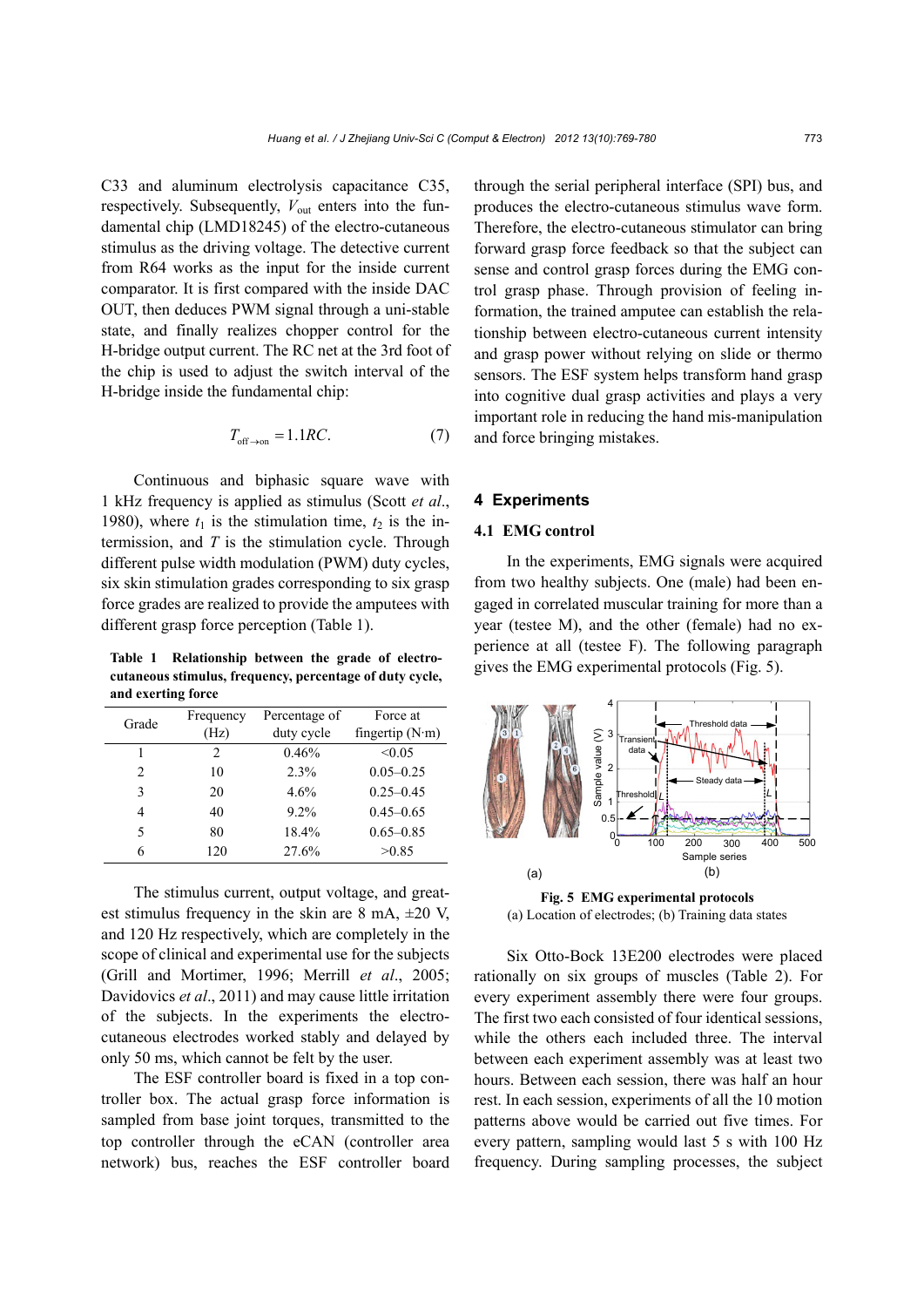C33 and aluminum electrolysis capacitance C35, respectively. Subsequently, $V_{out}$ enters into the fundamental chip (LMD18245) of the electro-cutaneous stimulus as the driving voltage. The detective current from R64 works as the input for the inside current comparator. It is first compared with the inside DAC OUT, then deduces PWM signal through a uni-stable state, and finally realizes chopper control for the H-bridge output current. The RC net at the 3rd foot of the chip is used to adjust the switch interval of the H-bridge inside the fundamental chip:

$$T_{\text{off}\rightarrow\text{on}} = 1.1RC. \tag{7}$$

Continuous and biphasic square wave with 1 kHz frequency is applied as stimulus (Scott *et al*., 1980), where $t_1$ is the stimulation time, $t_2$ is the intermission, and $T$ is the stimulation cycle. Through different pulse width modulation (PWM) duty cycles, six skin stimulation grades corresponding to six grasp force grades are realized to provide the amputees with different grasp force perception (Table 1).

**Table 1 Relationship between the grade of electro-cutaneous stimulus, frequency, percentage of duty cycle, and exerting force**

| Grade | Frequency (Hz) | Percentage of duty cycle | Force at fingertip (N·m) |
|---|---|---|---|
| 1 | 2 | 0.46% | <0.05 |
| 2 | 10 | 2.3% | 0.05–0.25 |
| 3 | 20 | 4.6% | 0.25–0.45 |
| 4 | 40 | 9.2% | 0.45–0.65 |
| 5 | 80 | 18.4% | 0.65–0.85 |
| 6 | 120 | 27.6% | >0.85 |

The stimulus current, output voltage, and greatest stimulus frequency in the skin are 8 mA, ±20 V, and 120 Hz respectively, which are completely in the scope of clinical and experimental use for the subjects (Grill and Mortimer, 1996; Merrill *et al*., 2005; Davidovics *et al*., 2011) and may cause little irritation of the subjects. In the experiments the electro-cutaneous electrodes worked stably and delayed by only 50 ms, which cannot be felt by the user.

The ESF controller board is fixed in a top controller box. The actual grasp force information is sampled from base joint torques, transmitted to the top controller through the eCAN (controller area network) bus, reaches the ESF controller board through the serial peripheral interface (SPI) bus, and produces the electro-cutaneous stimulus wave form. Therefore, the electro-cutaneous stimulator can bring forward grasp force feedback so that the subject can sense and control grasp forces during the EMG control grasp phase. Through provision of feeling information, the trained amputee can establish the relationship between electro-cutaneous current intensity and grasp power without relying on slide or thermo sensors. The ESF system helps transform hand grasp into cognitive dual grasp activities and plays a very important role in reducing the hand mis-manipulation and force bringing mistakes.

## 4 Experiments

### 4.1 EMG control

In the experiments, EMG signals were acquired from two healthy subjects. One (male) had been engaged in correlated muscular training for more than a year (testee M), and the other (female) had no experience at all (testee F). The following paragraph gives the EMG experimental protocols (Fig. 5).

**Fig. 5 EMG experimental protocols**
(a) Location of electrodes; (b) Training data states

Six Otto-Bock 13E200 electrodes were placed rationally on six groups of muscles (Table 2). For every experiment assembly there were four groups. The first two each consisted of four identical sessions, while the others each included three. The interval between each experiment assembly was at least two hours. Between each session, there was half an hour rest. In each session, experiments of all the 10 motion patterns above would be carried out five times. For every pattern, sampling would last 5 s with 100 Hz frequency. During sampling processes, the subject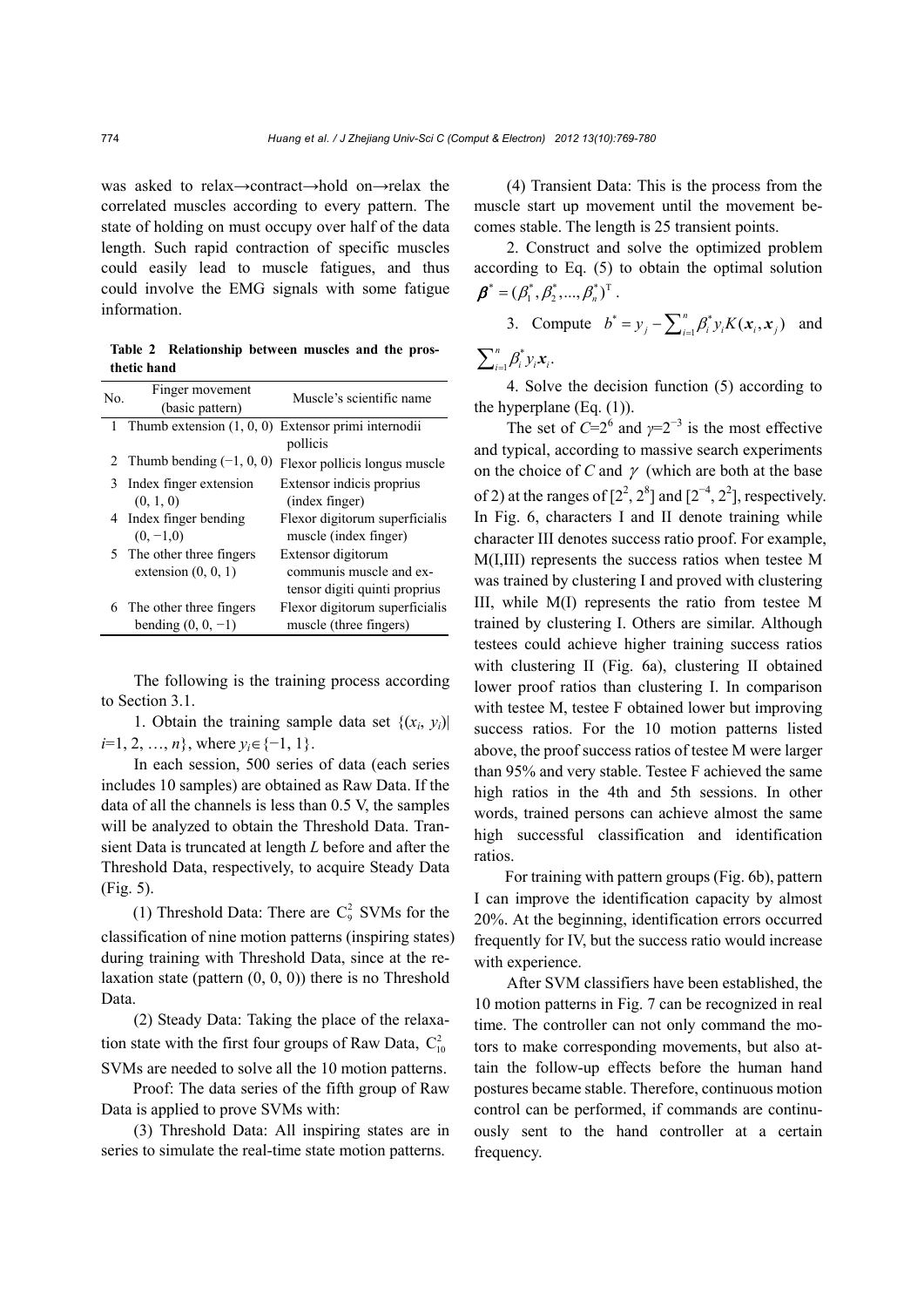was asked to relax→contract→hold on→relax the correlated muscles according to every pattern. The state of holding on must occupy over half of the data length. Such rapid contraction of specific muscles could easily lead to muscle fatigues, and thus could involve the EMG signals with some fatigue information.

**Table 2 Relationship between muscles and the prosthetic hand**

| No. | Finger movement (basic pattern) | Muscle's scientific name |
|---|---|---|
| 1 | Thumb extension (1, 0, 0) | Extensor primi internodii pollicis |
| 2 | Thumb bending (−1, 0, 0) | Flexor pollicis longus muscle |
| 3 | Index finger extension (0, 1, 0) | Extensor indicis proprius (index finger) |
| 4 | Index finger bending (0, −1,0) | Flexor digitorum superficialis muscle (index finger) |
| 5 | The other three fingers extension (0, 0, 1) | Extensor digitorum communis muscle and extensor digiti quinti proprius |
| 6 | The other three fingers bending (0, 0, −1) | Flexor digitorum superficialis muscle (three fingers) |

The following is the training process according to Section 3.1.

1. Obtain the training sample data set $\{(x_i, y_i)| i=1, 2, \ldots, n\}$, where $y_i \in \{-1, 1\}$.

In each session, 500 series of data (each series includes 10 samples) are obtained as Raw Data. If the data of all the channels is less than 0.5 V, the samples will be analyzed to obtain the Threshold Data. Transient Data is truncated at length $L$ before and after the Threshold Data, respectively, to acquire Steady Data (Fig. 5).

(1) Threshold Data: There are $C_9^2$ SVMs for the classification of nine motion patterns (inspiring states) during training with Threshold Data, since at the relaxation state (pattern (0, 0, 0)) there is no Threshold Data.

(2) Steady Data: Taking the place of the relaxation state with the first four groups of Raw Data, $C_{10}^2$ SVMs are needed to solve all the 10 motion patterns.

Proof: The data series of the fifth group of Raw Data is applied to prove SVMs with:

(3) Threshold Data: All inspiring states are in series to simulate the real-time state motion patterns.

(4) Transient Data: This is the process from the muscle start up movement until the movement becomes stable. The length is 25 transient points.

2. Construct and solve the optimized problem according to Eq. (5) to obtain the optimal solution $\boldsymbol{\beta}^* = (\beta_1^*, \beta_2^*, \ldots, \beta_n^*)^{\mathrm{T}}$.

3. Compute $b^* = y_j - \sum_{i=1}^{n} \beta_i^* y_i K(\boldsymbol{x}_i, \boldsymbol{x}_j)$ and $\sum_{i=1}^{n} \beta_i^* y_i \boldsymbol{x}_i$.

4. Solve the decision function (5) according to the hyperplane (Eq. (1)).

The set of $C=2^6$ and $\gamma=2^{-3}$ is the most effective and typical, according to massive search experiments on the choice of $C$ and $\gamma$ (which are both at the base of 2) at the ranges of $[2^2, 2^8]$ and $[2^{-4}, 2^2]$, respectively. In Fig. 6, characters I and II denote training while character III denotes success ratio proof. For example, M(I,III) represents the success ratios when testee M was trained by clustering I and proved with clustering III, while M(I) represents the ratio from testee M trained by clustering I. Others are similar. Although testees could achieve higher training success ratios with clustering II (Fig. 6a), clustering II obtained lower proof ratios than clustering I. In comparison with testee M, testee F obtained lower but improving success ratios. For the 10 motion patterns listed above, the proof success ratios of testee M were larger than 95% and very stable. Testee F achieved the same high ratios in the 4th and 5th sessions. In other words, trained persons can achieve almost the same high successful classification and identification ratios.

For training with pattern groups (Fig. 6b), pattern I can improve the identification capacity by almost 20%. At the beginning, identification errors occurred frequently for IV, but the success ratio would increase with experience.

After SVM classifiers have been established, the 10 motion patterns in Fig. 7 can be recognized in real time. The controller can not only command the motors to make corresponding movements, but also attain the follow-up effects before the human hand postures became stable. Therefore, continuous motion control can be performed, if commands are continuously sent to the hand controller at a certain frequency.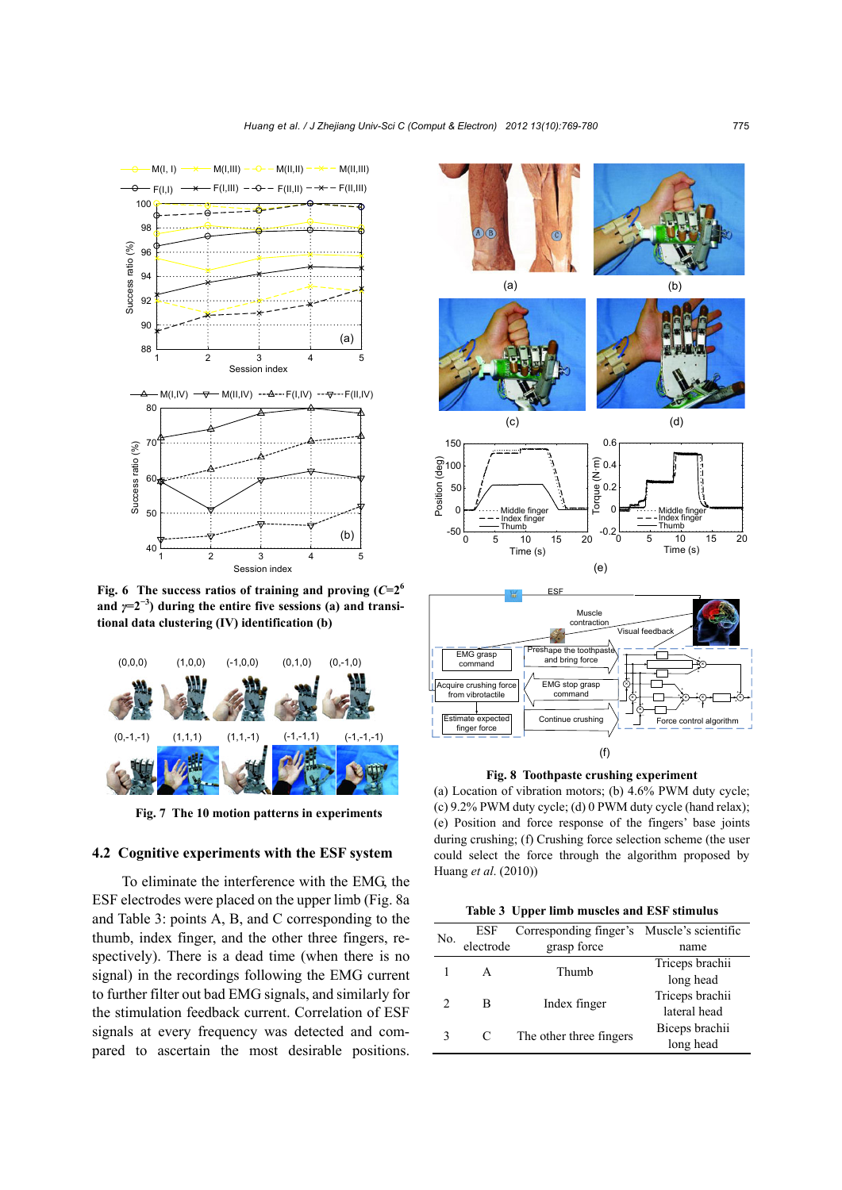**Fig. 6 The success ratios of training and proving ($C=2^6$ and $\gamma=2^{-3}$) during the entire five sessions (a) and transitional data clustering (IV) identification (b)**

**Fig. 7 The 10 motion patterns in experiments**

## 4.2 Cognitive experiments with the ESF system

To eliminate the interference with the EMG, the ESF electrodes were placed on the upper limb (Fig. 8a and Table 3: points A, B, and C corresponding to the thumb, index finger, and the other three fingers, respectively). There is a dead time (when there is no signal) in the recordings following the EMG current to further filter out bad EMG signals, and similarly for the stimulation feedback current. Correlation of ESF signals at every frequency was detected and compared to ascertain the most desirable positions.

**Fig. 8 Toothpaste crushing experiment**

(a) Location of vibration motors; (b) 4.6% PWM duty cycle; (c) 9.2% PWM duty cycle; (d) 0 PWM duty cycle (hand relax); (e) Position and force response of the fingers' base joints during crushing; (f) Crushing force selection scheme (the user could select the force through the algorithm proposed by Huang *et al.* (2010))

**Table 3 Upper limb muscles and ESF stimulus**

| No. | ESF electrode | Corresponding finger's grasp force | Muscle's scientific name |
|---|---|---|---|
| 1 | A | Thumb | Triceps brachii long head |
| 2 | B | Index finger | Triceps brachii lateral head |
| 3 | C | The other three fingers | Biceps brachii long head |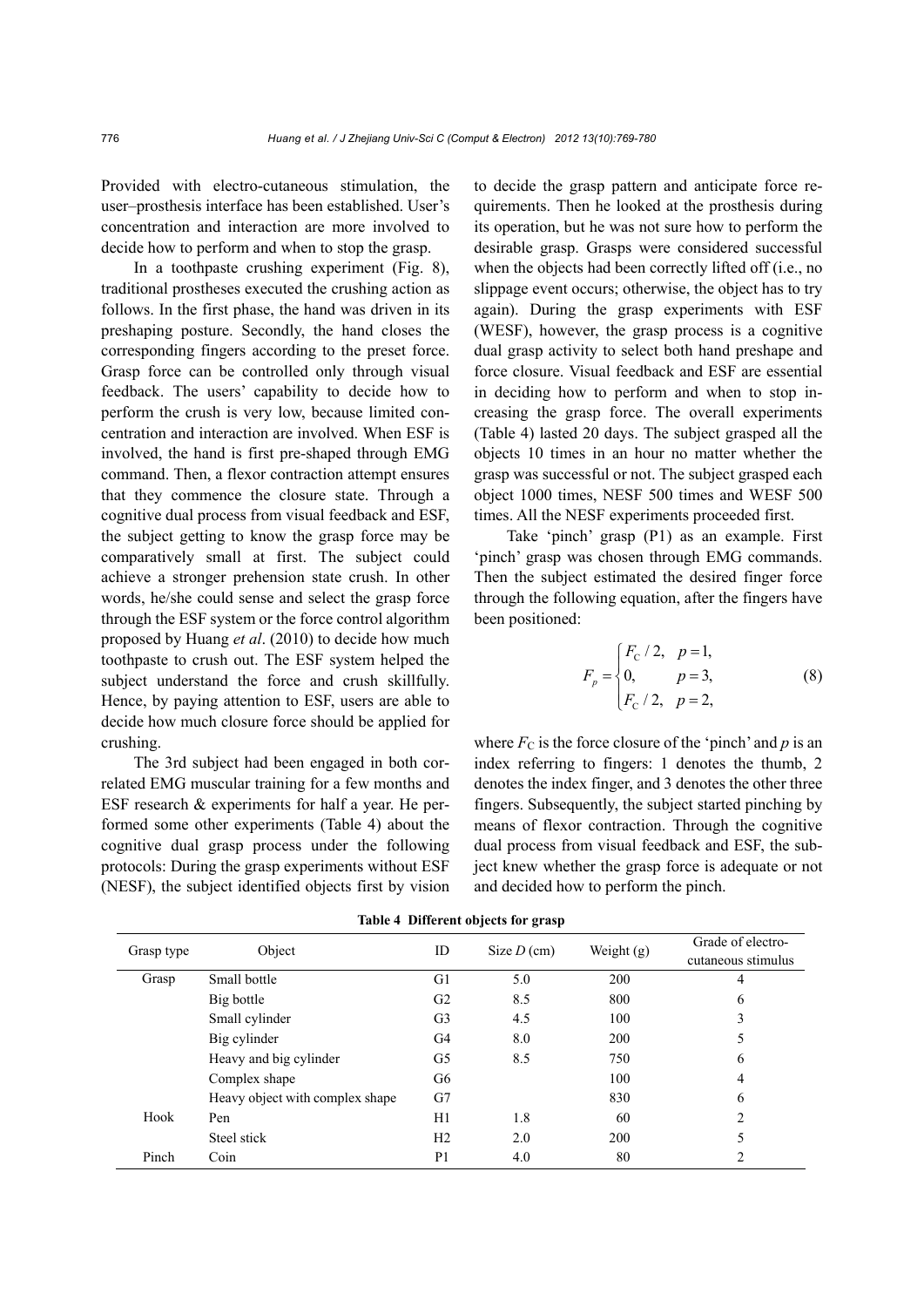Provided with electro-cutaneous stimulation, the user–prosthesis interface has been established. User's concentration and interaction are more involved to decide how to perform and when to stop the grasp.

In a toothpaste crushing experiment (Fig. 8), traditional prostheses executed the crushing action as follows. In the first phase, the hand was driven in its preshaping posture. Secondly, the hand closes the corresponding fingers according to the preset force. Grasp force can be controlled only through visual feedback. The users' capability to decide how to perform the crush is very low, because limited concentration and interaction are involved. When ESF is involved, the hand is first pre-shaped through EMG command. Then, a flexor contraction attempt ensures that they commence the closure state. Through a cognitive dual process from visual feedback and ESF, the subject getting to know the grasp force may be comparatively small at first. The subject could achieve a stronger prehension state crush. In other words, he/she could sense and select the grasp force through the ESF system or the force control algorithm proposed by Huang *et al*. (2010) to decide how much toothpaste to crush out. The ESF system helped the subject understand the force and crush skillfully. Hence, by paying attention to ESF, users are able to decide how much closure force should be applied for crushing.

The 3rd subject had been engaged in both correlated EMG muscular training for a few months and ESF research & experiments for half a year. He performed some other experiments (Table 4) about the cognitive dual grasp process under the following protocols: During the grasp experiments without ESF (NESF), the subject identified objects first by vision to decide the grasp pattern and anticipate force requirements. Then he looked at the prosthesis during its operation, but he was not sure how to perform the desirable grasp. Grasps were considered successful when the objects had been correctly lifted off (i.e., no slippage event occurs; otherwise, the object has to try again). During the grasp experiments with ESF (WESF), however, the grasp process is a cognitive dual grasp activity to select both hand preshape and force closure. Visual feedback and ESF are essential in deciding how to perform and when to stop increasing the grasp force. The overall experiments (Table 4) lasted 20 days. The subject grasped all the objects 10 times in an hour no matter whether the grasp was successful or not. The subject grasped each object 1000 times, NESF 500 times and WESF 500 times. All the NESF experiments proceeded first.

Take 'pinch' grasp (P1) as an example. First 'pinch' grasp was chosen through EMG commands. Then the subject estimated the desired finger force through the following equation, after the fingers have been positioned:

$$F_p = \begin{cases} F_\mathrm{C}/2, & p=1, \\ 0, & p=3, \\ F_\mathrm{C}/2, & p=2, \end{cases} \tag{8}$$

where $F_\mathrm{C}$ is the force closure of the 'pinch' and $p$ is an index referring to fingers: 1 denotes the thumb, 2 denotes the index finger, and 3 denotes the other three fingers. Subsequently, the subject started pinching by means of flexor contraction. Through the cognitive dual process from visual feedback and ESF, the subject knew whether the grasp force is adequate or not and decided how to perform the pinch.

**Table 4 Different objects for grasp**

| Grasp type | Object | ID | Size $D$ (cm) | Weight (g) | Grade of electro-cutaneous stimulus |
|---|---|---|---|---|---|
| Grasp | Small bottle | G1 | 5.0 | 200 | 4 |
| | Big bottle | G2 | 8.5 | 800 | 6 |
| | Small cylinder | G3 | 4.5 | 100 | 3 |
| | Big cylinder | G4 | 8.0 | 200 | 5 |
| | Heavy and big cylinder | G5 | 8.5 | 750 | 6 |
| | Complex shape | G6 | | 100 | 4 |
| | Heavy object with complex shape | G7 | | 830 | 6 |
| Hook | Pen | H1 | 1.8 | 60 | 2 |
| | Steel stick | H2 | 2.0 | 200 | 5 |
| Pinch | Coin | P1 | 4.0 | 80 | 2 |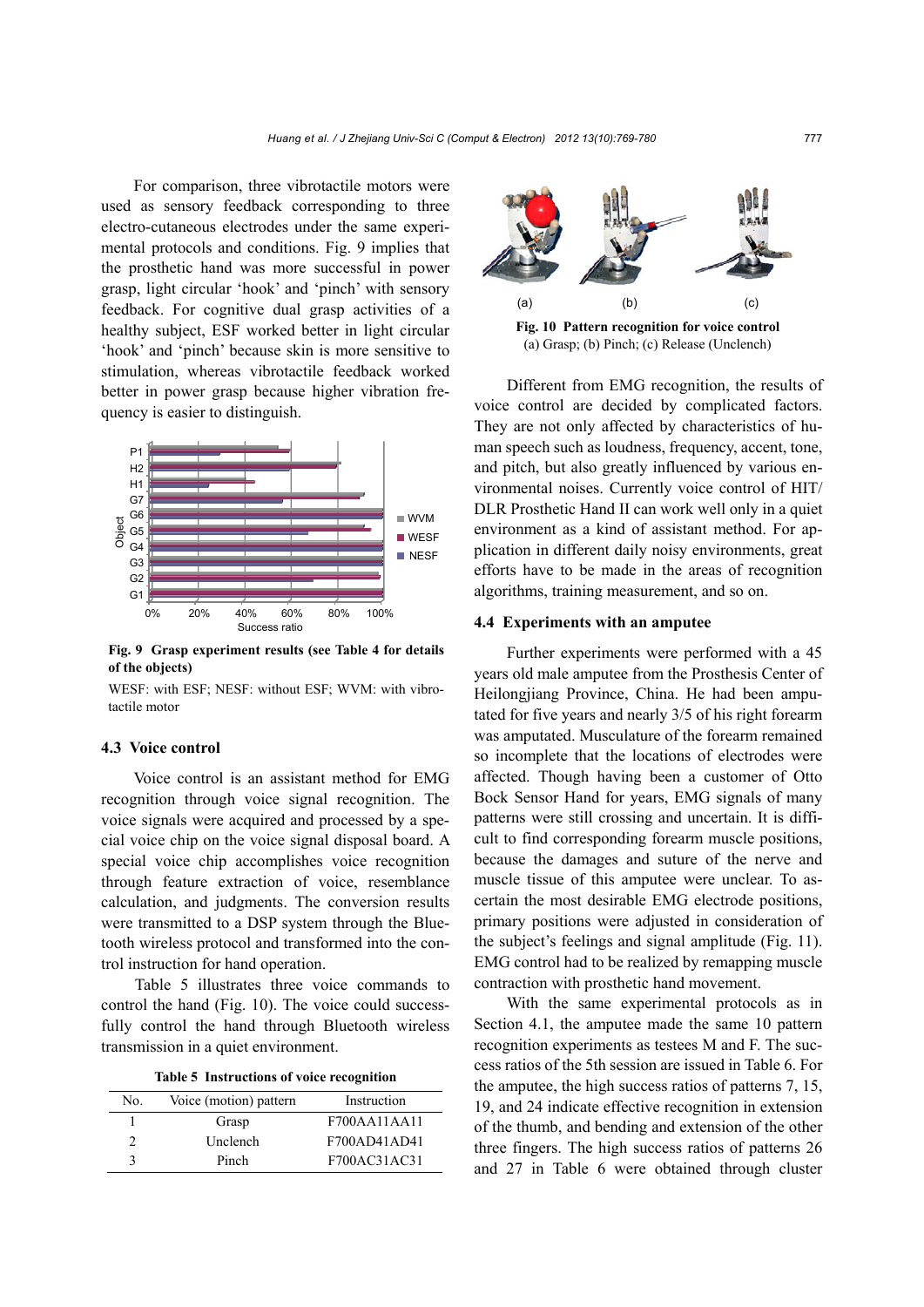For comparison, three vibrotactile motors were used as sensory feedback corresponding to three electro-cutaneous electrodes under the same experimental protocols and conditions. Fig. 9 implies that the prosthetic hand was more successful in power grasp, light circular 'hook' and 'pinch' with sensory feedback. For cognitive dual grasp activities of a healthy subject, ESF worked better in light circular 'hook' and 'pinch' because skin is more sensitive to stimulation, whereas vibrotactile feedback worked better in power grasp because higher vibration frequency is easier to distinguish.

**Fig. 9 Grasp experiment results (see Table 4 for details of the objects)**

WESF: with ESF; NESF: without ESF; WVM: with vibrotactile motor

### 4.3 Voice control

Voice control is an assistant method for EMG recognition through voice signal recognition. The voice signals were acquired and processed by a special voice chip on the voice signal disposal board. A special voice chip accomplishes voice recognition through feature extraction of voice, resemblance calculation, and judgments. The conversion results were transmitted to a DSP system through the Bluetooth wireless protocol and transformed into the control instruction for hand operation.

Table 5 illustrates three voice commands to control the hand (Fig. 10). The voice could successfully control the hand through Bluetooth wireless transmission in a quiet environment.

**Table 5 Instructions of voice recognition**

| No. | Voice (motion) pattern | Instruction |
|---|---|---|
| 1 | Grasp | F700AA11AA11 |
| 2 | Unclench | F700AD41AD41 |
| 3 | Pinch | F700AC31AC31 |

**Fig. 10 Pattern recognition for voice control**
(a) Grasp; (b) Pinch; (c) Release (Unclench)

Different from EMG recognition, the results of voice control are decided by complicated factors. They are not only affected by characteristics of human speech such as loudness, frequency, accent, tone, and pitch, but also greatly influenced by various environmental noises. Currently voice control of HIT/DLR Prosthetic Hand II can work well only in a quiet environment as a kind of assistant method. For application in different daily noisy environments, great efforts have to be made in the areas of recognition algorithms, training measurement, and so on.

### 4.4 Experiments with an amputee

Further experiments were performed with a 45 years old male amputee from the Prosthesis Center of Heilongjiang Province, China. He had been amputated for five years and nearly 3/5 of his right forearm was amputated. Musculature of the forearm remained so incomplete that the locations of electrodes were affected. Though having been a customer of Otto Bock Sensor Hand for years, EMG signals of many patterns were still crossing and uncertain. It is difficult to find corresponding forearm muscle positions, because the damages and suture of the nerve and muscle tissue of this amputee were unclear. To ascertain the most desirable EMG electrode positions, primary positions were adjusted in consideration of the subject's feelings and signal amplitude (Fig. 11). EMG control had to be realized by remapping muscle contraction with prosthetic hand movement.

With the same experimental protocols as in Section 4.1, the amputee made the same 10 pattern recognition experiments as testees M and F. The success ratios of the 5th session are issued in Table 6. For the amputee, the high success ratios of patterns 7, 15, 19, and 24 indicate effective recognition in extension of the thumb, and bending and extension of the other three fingers. The high success ratios of patterns 26 and 27 in Table 6 were obtained through cluster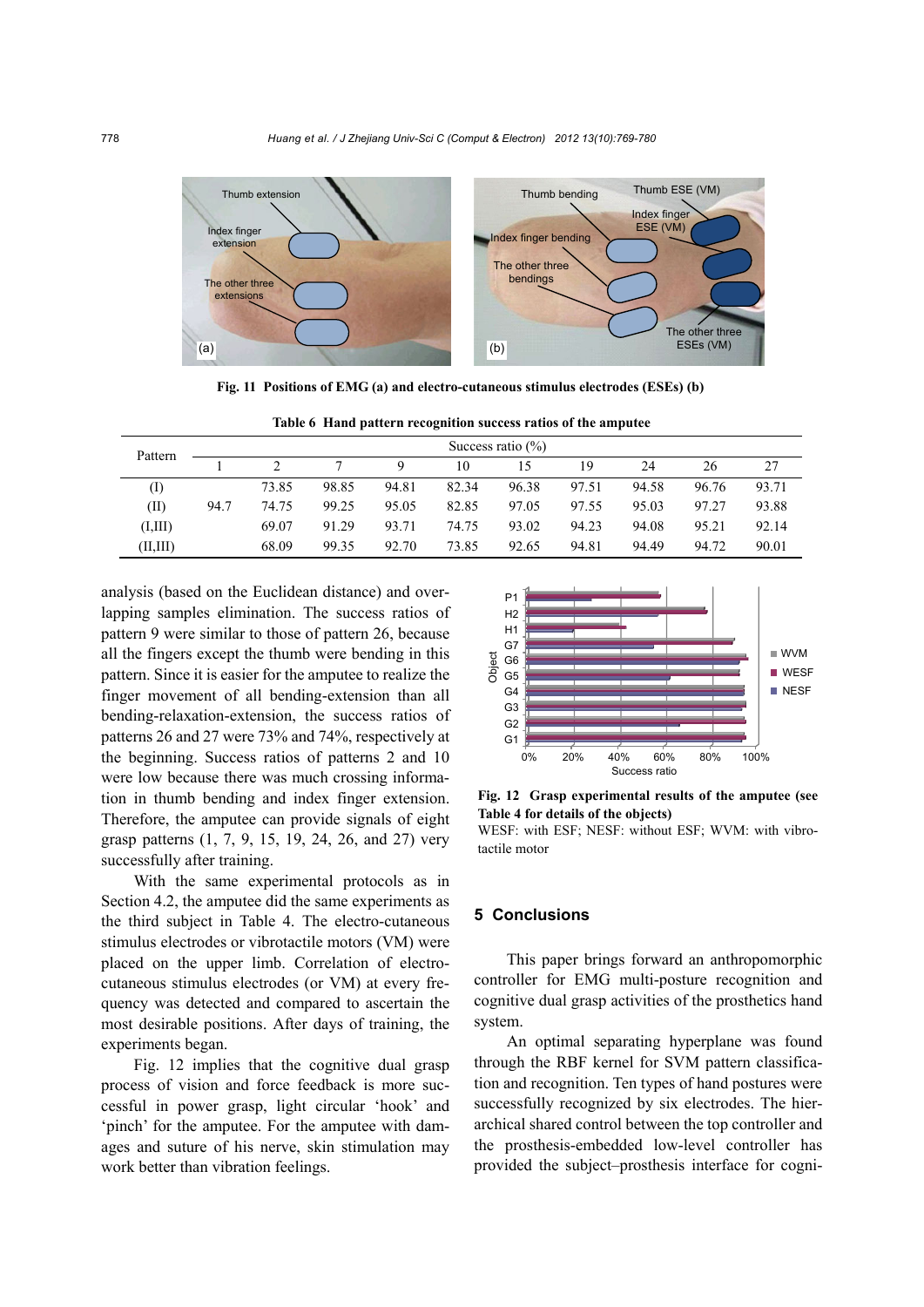Fig. 11 Positions of EMG (a) and electro-cutaneous stimulus electrodes (ESEs) (b)

Table 6 Hand pattern recognition success ratios of the amputee

| Pattern | Success ratio (%) | | | | | | | | | |
|---|---|---|---|---|---|---|---|---|---|---|
| | 1 | 2 | 7 | 9 | 10 | 15 | 19 | 24 | 26 | 27 |
| (I) | | 73.85 | 98.85 | 94.81 | 82.34 | 96.38 | 97.51 | 94.58 | 96.76 | 93.71 |
| (II) | 94.7 | 74.75 | 99.25 | 95.05 | 82.85 | 97.05 | 97.55 | 95.03 | 97.27 | 93.88 |
| (I,III) | | 69.07 | 91.29 | 93.71 | 74.75 | 93.02 | 94.23 | 94.08 | 95.21 | 92.14 |
| (II,III) | | 68.09 | 99.35 | 92.70 | 73.85 | 92.65 | 94.81 | 94.49 | 94.72 | 90.01 |

analysis (based on the Euclidean distance) and overlapping samples elimination. The success ratios of pattern 9 were similar to those of pattern 26, because all the fingers except the thumb were bending in this pattern. Since it is easier for the amputee to realize the finger movement of all bending-extension than all bending-relaxation-extension, the success ratios of patterns 26 and 27 were 73% and 74%, respectively at the beginning. Success ratios of patterns 2 and 10 were low because there was much crossing information in thumb bending and index finger extension. Therefore, the amputee can provide signals of eight grasp patterns (1, 7, 9, 15, 19, 24, 26, and 27) very successfully after training.

With the same experimental protocols as in Section 4.2, the amputee did the same experiments as the third subject in Table 4. The electro-cutaneous stimulus electrodes or vibrotactile motors (VM) were placed on the upper limb. Correlation of electro-cutaneous stimulus electrodes (or VM) at every frequency was detected and compared to ascertain the most desirable positions. After days of training, the experiments began.

Fig. 12 implies that the cognitive dual grasp process of vision and force feedback is more successful in power grasp, light circular 'hook' and 'pinch' for the amputee. For the amputee with damages and suture of his nerve, skin stimulation may work better than vibration feelings.

Fig. 12 Grasp experimental results of the amputee (see Table 4 for details of the objects)
WESF: with ESF; NESF: without ESF; WVM: with vibrotactile motor

## 5 Conclusions

This paper brings forward an anthropomorphic controller for EMG multi-posture recognition and cognitive dual grasp activities of the prosthetics hand system.

An optimal separating hyperplane was found through the RBF kernel for SVM pattern classification and recognition. Ten types of hand postures were successfully recognized by six electrodes. The hierarchical shared control between the top controller and the prosthesis-embedded low-level controller has provided the subject–prosthesis interface for cogni-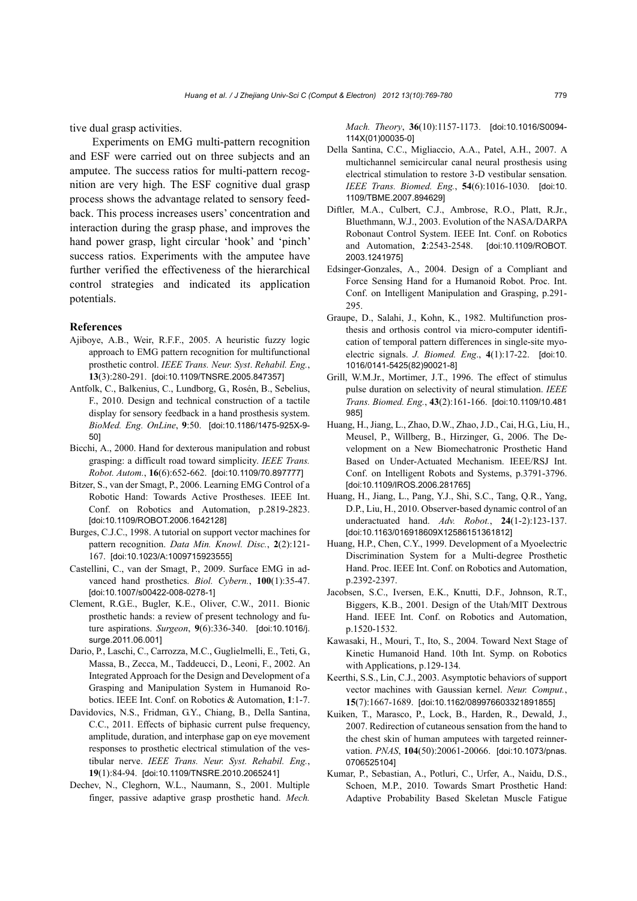tive dual grasp activities.

Experiments on EMG multi-pattern recognition and ESF were carried out on three subjects and an amputee. The success ratios for multi-pattern recognition are very high. The ESF cognitive dual grasp process shows the advantage related to sensory feedback. This process increases users' concentration and interaction during the grasp phase, and improves the hand power grasp, light circular 'hook' and 'pinch' success ratios. Experiments with the amputee have further verified the effectiveness of the hierarchical control strategies and indicated its application potentials.

## References

Ajiboye, A.B., Weir, R.F.F., 2005. A heuristic fuzzy logic approach to EMG pattern recognition for multifunctional prosthetic control. *IEEE Trans. Neur. Syst. Rehabil. Eng.*, **13**(3):280-291. [doi:10.1109/TNSRE.2005.847357]

Antfolk, C., Balkenius, C., Lundborg, G., Rosén, B., Sebelius, F., 2010. Design and technical construction of a tactile display for sensory feedback in a hand prosthesis system. *BioMed. Eng. OnLine*, **9**:50. [doi:10.1186/1475-925X-9-50]

Bicchi, A., 2000. Hand for dexterous manipulation and robust grasping: a difficult road toward simplicity. *IEEE Trans. Robot. Autom.*, **16**(6):652-662. [doi:10.1109/70.897777]

Bitzer, S., van der Smagt, P., 2006. Learning EMG Control of a Robotic Hand: Towards Active Prostheses. IEEE Int. Conf. on Robotics and Automation, p.2819-2823. [doi:10.1109/ROBOT.2006.1642128]

Burges, C.J.C., 1998. A tutorial on support vector machines for pattern recognition. *Data Min. Knowl. Disc.*, **2**(2):121-167. [doi:10.1023/A:1009715923555]

Castellini, C., van der Smagt, P., 2009. Surface EMG in advanced hand prosthetics. *Biol. Cybern.*, **100**(1):35-47. [doi:10.1007/s00422-008-0278-1]

Clement, R.G.E., Bugler, K.E., Oliver, C.W., 2011. Bionic prosthetic hands: a review of present technology and future aspirations. *Surgeon*, **9**(6):336-340. [doi:10.1016/j.surge.2011.06.001]

Dario, P., Laschi, C., Carrozza, M.C., Guglielmelli, E., Teti, G., Massa, B., Zecca, M., Taddeucci, D., Leoni, F., 2002. An Integrated Approach for the Design and Development of a Grasping and Manipulation System in Humanoid Robotics. IEEE Int. Conf. on Robotics & Automation, **1**:1-7.

Davidovics, N.S., Fridman, G.Y., Chiang, B., Della Santina, C.C., 2011. Effects of biphasic current pulse frequency, amplitude, duration, and interphase gap on eye movement responses to prosthetic electrical stimulation of the vestibular nerve. *IEEE Trans. Neur. Syst. Rehabil. Eng.*, **19**(1):84-94. [doi:10.1109/TNSRE.2010.2065241]

Dechev, N., Cleghorn, W.L., Naumann, S., 2001. Multiple finger, passive adaptive grasp prosthetic hand. *Mech. Mach. Theory*, **36**(10):1157-1173. [doi:10.1016/S0094-114X(01)00035-0]

Della Santina, C.C., Migliaccio, A.A., Patel, A.H., 2007. A multichannel semicircular canal neural prosthesis using electrical stimulation to restore 3-D vestibular sensation. *IEEE Trans. Biomed. Eng.*, **54**(6):1016-1030. [doi:10.1109/TBME.2007.894629]

Diftler, M.A., Culbert, C.J., Ambrose, R.O., Platt, R.Jr., Bluethmann, W.J., 2003. Evolution of the NASA/DARPA Robonaut Control System. IEEE Int. Conf. on Robotics and Automation, **2**:2543-2548. [doi:10.1109/ROBOT.2003.1241975]

Edsinger-Gonzales, A., 2004. Design of a Compliant and Force Sensing Hand for a Humanoid Robot. Proc. Int. Conf. on Intelligent Manipulation and Grasping, p.291-295.

Graupe, D., Salahi, J., Kohn, K., 1982. Multifunction prosthesis and orthosis control via micro-computer identification of temporal pattern differences in single-site myoelectric signals. *J. Biomed. Eng*., **4**(1):17-22. [doi:10.1016/0141-5425(82)90021-8]

Grill, W.M.Jr., Mortimer, J.T., 1996. The effect of stimulus pulse duration on selectivity of neural stimulation. *IEEE Trans. Biomed. Eng.*, **43**(2):161-166. [doi:10.1109/10.481985]

Huang, H., Jiang, L., Zhao, D.W., Zhao, J.D., Cai, H.G., Liu, H., Meusel, P., Willberg, B., Hirzinger, G., 2006. The Development on a New Biomechatronic Prosthetic Hand Based on Under-Actuated Mechanism. IEEE/RSJ Int. Conf. on Intelligent Robots and Systems, p.3791-3796. [doi:10.1109/IROS.2006.281765]

Huang, H., Jiang, L., Pang, Y.J., Shi, S.C., Tang, Q.R., Yang, D.P., Liu, H., 2010. Observer-based dynamic control of an underactuated hand. *Adv. Robot.*, **24**(1-2):123-137. [doi:10.1163/016918609X12586151361812]

Huang, H.P., Chen, C.Y., 1999. Development of a Myoelectric Discrimination System for a Multi-degree Prosthetic Hand. Proc. IEEE Int. Conf. on Robotics and Automation, p.2392-2397.

Jacobsen, S.C., Iversen, E.K., Knutti, D.F., Johnson, R.T., Biggers, K.B., 2001. Design of the Utah/MIT Dextrous Hand. IEEE Int. Conf. on Robotics and Automation, p.1520-1532.

Kawasaki, H., Mouri, T., Ito, S., 2004. Toward Next Stage of Kinetic Humanoid Hand. 10th Int. Symp. on Robotics with Applications, p.129-134.

Keerthi, S.S., Lin, C.J., 2003. Asymptotic behaviors of support vector machines with Gaussian kernel. *Neur. Comput.*, **15**(7):1667-1689. [doi:10.1162/089976603321891855]

Kuiken, T., Marasco, P., Lock, B., Harden, R., Dewald, J., 2007. Redirection of cutaneous sensation from the hand to the chest skin of human amputees with targeted reinnervation. *PNAS*, **104**(50):20061-20066. [doi:10.1073/pnas.0706525104]

Kumar, P., Sebastian, A., Potluri, C., Urfer, A., Naidu, D.S., Schoen, M.P., 2010. Towards Smart Prosthetic Hand: Adaptive Probability Based Skeletan Muscle Fatigue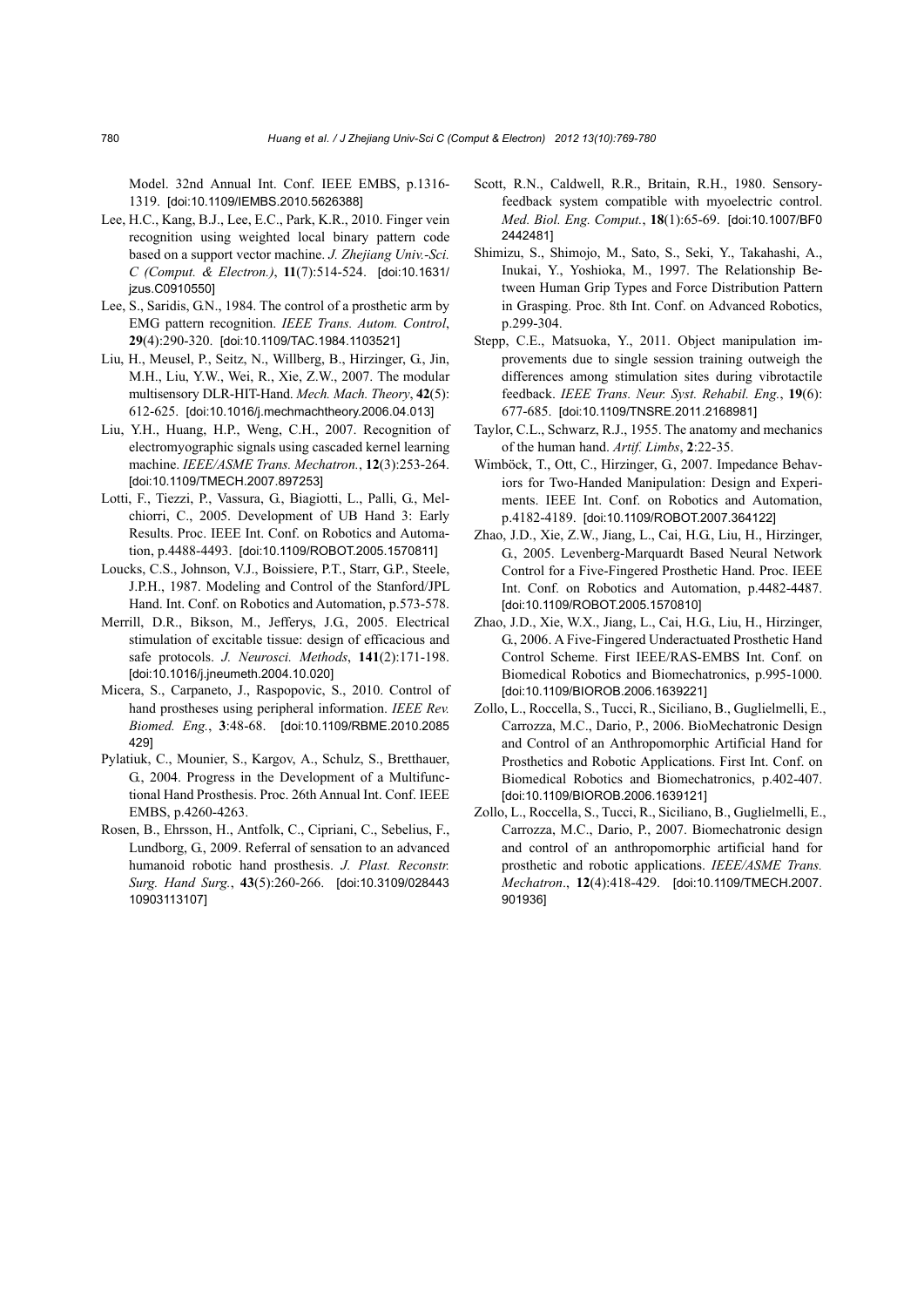Model. 32nd Annual Int. Conf. IEEE EMBS, p.1316-1319. [doi:10.1109/IEMBS.2010.5626388]

Lee, H.C., Kang, B.J., Lee, E.C., Park, K.R., 2010. Finger vein recognition using weighted local binary pattern code based on a support vector machine. *J. Zhejiang Univ.-Sci. C (Comput. & Electron.)*, **11**(7):514-524. [doi:10.1631/jzus.C0910550]

Lee, S., Saridis, G.N., 1984. The control of a prosthetic arm by EMG pattern recognition. *IEEE Trans. Autom. Control*, **29**(4):290-320. [doi:10.1109/TAC.1984.1103521]

Liu, H., Meusel, P., Seitz, N., Willberg, B., Hirzinger, G., Jin, M.H., Liu, Y.W., Wei, R., Xie, Z.W., 2007. The modular multisensory DLR-HIT-Hand. *Mech. Mach. Theory*, **42**(5):612-625. [doi:10.1016/j.mechmachtheory.2006.04.013]

Liu, Y.H., Huang, H.P., Weng, C.H., 2007. Recognition of electromyographic signals using cascaded kernel learning machine. *IEEE/ASME Trans. Mechatron.*, **12**(3):253-264. [doi:10.1109/TMECH.2007.897253]

Lotti, F., Tiezzi, P., Vassura, G., Biagiotti, L., Palli, G., Melchiorri, C., 2005. Development of UB Hand 3: Early Results. Proc. IEEE Int. Conf. on Robotics and Automation, p.4488-4493. [doi:10.1109/ROBOT.2005.1570811]

Loucks, C.S., Johnson, V.J., Boissiere, P.T., Starr, G.P., Steele, J.P.H., 1987. Modeling and Control of the Stanford/JPL Hand. Int. Conf. on Robotics and Automation, p.573-578.

Merrill, D.R., Bikson, M., Jefferys, J.G., 2005. Electrical stimulation of excitable tissue: design of efficacious and safe protocols. *J. Neurosci. Methods*, **141**(2):171-198. [doi:10.1016/j.jneumeth.2004.10.020]

Micera, S., Carpaneto, J., Raspopovic, S., 2010. Control of hand prostheses using peripheral information. *IEEE Rev. Biomed. Eng.*, **3**:48-68. [doi:10.1109/RBME.2010.2085429]

Pylatiuk, C., Mounier, S., Kargov, A., Schulz, S., Bretthauer, G., 2004. Progress in the Development of a Multifunctional Hand Prosthesis. Proc. 26th Annual Int. Conf. IEEE EMBS, p.4260-4263.

Rosen, B., Ehrsson, H., Antfolk, C., Cipriani, C., Sebelius, F., Lundborg, G., 2009. Referral of sensation to an advanced humanoid robotic hand prosthesis. *J. Plast. Reconstr. Surg. Hand Surg.*, **43**(5):260-266. [doi:10.3109/02844310903113107]

Scott, R.N., Caldwell, R.R., Britain, R.H., 1980. Sensory-feedback system compatible with myoelectric control. *Med. Biol. Eng. Comput.*, **18**(1):65-69. [doi:10.1007/BF02442481]

Shimizu, S., Shimojo, M., Sato, S., Seki, Y., Takahashi, A., Inukai, Y., Yoshioka, M., 1997. The Relationship Between Human Grip Types and Force Distribution Pattern in Grasping. Proc. 8th Int. Conf. on Advanced Robotics, p.299-304.

Stepp, C.E., Matsuoka, Y., 2011. Object manipulation improvements due to single session training outweigh the differences among stimulation sites during vibrotactile feedback. *IEEE Trans. Neur. Syst. Rehabil. Eng.*, **19**(6):677-685. [doi:10.1109/TNSRE.2011.2168981]

Taylor, C.L., Schwarz, R.J., 1955. The anatomy and mechanics of the human hand. *Artif. Limbs*, **2**:22-35.

Wimböck, T., Ott, C., Hirzinger, G., 2007. Impedance Behaviors for Two-Handed Manipulation: Design and Experiments. IEEE Int. Conf. on Robotics and Automation, p.4182-4189. [doi:10.1109/ROBOT.2007.364122]

Zhao, J.D., Xie, Z.W., Jiang, L., Cai, H.G., Liu, H., Hirzinger, G., 2005. Levenberg-Marquardt Based Neural Network Control for a Five-Fingered Prosthetic Hand. Proc. IEEE Int. Conf. on Robotics and Automation, p.4482-4487. [doi:10.1109/ROBOT.2005.1570810]

Zhao, J.D., Xie, W.X., Jiang, L., Cai, H.G., Liu, H., Hirzinger, G., 2006. A Five-Fingered Underactuated Prosthetic Hand Control Scheme. First IEEE/RAS-EMBS Int. Conf. on Biomedical Robotics and Biomechatronics, p.995-1000. [doi:10.1109/BIOROB.2006.1639221]

Zollo, L., Roccella, S., Tucci, R., Siciliano, B., Guglielmelli, E., Carrozza, M.C., Dario, P., 2006. BioMechatronic Design and Control of an Anthropomorphic Artificial Hand for Prosthetics and Robotic Applications. First Int. Conf. on Biomedical Robotics and Biomechatronics, p.402-407. [doi:10.1109/BIOROB.2006.1639121]

Zollo, L., Roccella, S., Tucci, R., Siciliano, B., Guglielmelli, E., Carrozza, M.C., Dario, P., 2007. Biomechatronic design and control of an anthropomorphic artificial hand for prosthetic and robotic applications. *IEEE/ASME Trans. Mechatron*., **12**(4):418-429. [doi:10.1109/TMECH.2007.901936]